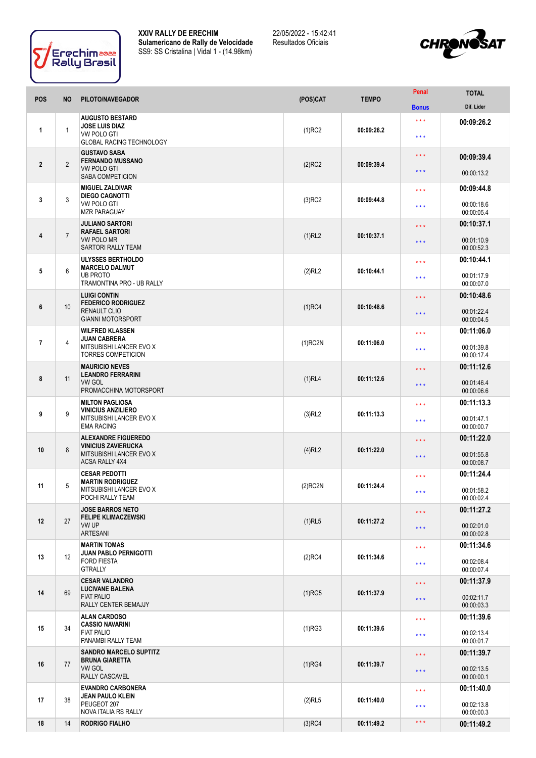**XXIV RALLY DE ERECHIM**
**Sulamericano de Rally de Velocidade**
SS9: SS Cristalina | Vidal 1 - (14.98km)

22/05/2022 - 15:42:41
Resultados Oficiais

| POS | NO | PILOTO/NAVEGADOR | (POS)CAT | TEMPO | Penal / Bonus | TOTAL / Dif. Lider |
|---|---|---|---|---|---|---|
| 1 | 1 | **AUGUSTO BESTARD** **JOSE LUIS DIAZ** VW POLO GTI GLOBAL RACING TECHNOLOGY | (1)RC2 | 00:09:26.2 | \*\*\* \*\*\* | **00:09:26.2** |
| 2 | 2 | **GUSTAVO SABA** **FERNANDO MUSSANO** VW POLO GTI SABA COMPETICION | (2)RC2 | 00:09:39.4 | \*\*\* \*\*\* | **00:09:39.4** 00:00:13.2 |
| 3 | 3 | **MIGUEL ZALDIVAR** **DIEGO CAGNOTTI** VW POLO GTI MZR PARAGUAY | (3)RC2 | 00:09:44.8 | \*\*\* \*\*\* | **00:09:44.8** 00:00:18.6 00:00:05.4 |
| 4 | 7 | **JULIANO SARTORI** **RAFAEL SARTORI** VW POLO MR SARTORI RALLY TEAM | (1)RL2 | 00:10:37.1 | \*\*\* \*\*\* | **00:10:37.1** 00:01:10.9 00:00:52.3 |
| 5 | 6 | **ULYSSES BERTHOLDO** **MARCELO DALMUT** UB PROTO TRAMONTINA PRO - UB RALLY | (2)RL2 | 00:10:44.1 | \*\*\* \*\*\* | **00:10:44.1** 00:01:17.9 00:00:07.0 |
| 6 | 10 | **LUIGI CONTIN** **FEDERICO RODRIGUEZ** RENAULT CLIO GIANNI MOTORSPORT | (1)RC4 | 00:10:48.6 | \*\*\* \*\*\* | **00:10:48.6** 00:01:22.4 00:00:04.5 |
| 7 | 4 | **WILFRED KLASSEN** **JUAN CABRERA** MITSUBISHI LANCER EVO X TORRES COMPETICION | (1)RC2N | 00:11:06.0 | \*\*\* \*\*\* | **00:11:06.0** 00:01:39.8 00:00:17.4 |
| 8 | 11 | **MAURICIO NEVES** **LEANDRO FERRARINI** VW GOL PROMACCHINA MOTORSPORT | (1)RL4 | 00:11:12.6 | \*\*\* \*\*\* | **00:11:12.6** 00:01:46.4 00:00:06.6 |
| 9 | 9 | **MILTON PAGLIOSA** **VINICIUS ANZILIERO** MITSUBISHI LANCER EVO X EMA RACING | (3)RL2 | 00:11:13.3 | \*\*\* \*\*\* | **00:11:13.3** 00:01:47.1 00:00:00.7 |
| 10 | 8 | **ALEXANDRE FIGUEREDO** **VINICIUS ZAVIERUCKA** MITSUBISHI LANCER EVO X ACSA RALLY 4X4 | (4)RL2 | 00:11:22.0 | \*\*\* \*\*\* | **00:11:22.0** 00:01:55.8 00:00:08.7 |
| 11 | 5 | **CESAR PEDOTTI** **MARTIN RODRIGUEZ** MITSUBISHI LANCER EVO X POCHI RALLY TEAM | (2)RC2N | 00:11:24.4 | \*\*\* \*\*\* | **00:11:24.4** 00:01:58.2 00:00:02.4 |
| 12 | 27 | **JOSE BARROS NETO** **FELIPE KLIMACZEWSKI** VW UP ARTESANI | (1)RL5 | 00:11:27.2 | \*\*\* \*\*\* | **00:11:27.2** 00:02:01.0 00:00:02.8 |
| 13 | 12 | **MARTIN TOMAS** **JUAN PABLO PERNIGOTTI** FORD FIESTA GTRALLY | (2)RC4 | 00:11:34.6 | \*\*\* \*\*\* | **00:11:34.6** 00:02:08.4 00:00:07.4 |
| 14 | 69 | **CESAR VALANDRO** **LUCIVANE BALENA** FIAT PALIO RALLY CENTER BEMAJJY | (1)RG5 | 00:11:37.9 | \*\*\* \*\*\* | **00:11:37.9** 00:02:11.7 00:00:03.3 |
| 15 | 34 | **ALAN CARDOSO** **CASSIO NAVARINI** FIAT PALIO PANAMBI RALLY TEAM | (1)RG3 | 00:11:39.6 | \*\*\* \*\*\* | **00:11:39.6** 00:02:13.4 00:00:01.7 |
| 16 | 77 | **SANDRO MARCELO SUPTITZ** **BRUNA GIARETTA** VW GOL RALLY CASCAVEL | (1)RG4 | 00:11:39.7 | \*\*\* \*\*\* | **00:11:39.7** 00:02:13.5 00:00:00.1 |
| 17 | 38 | **EVANDRO CARBONERA** **JEAN PAULO KLEIN** PEUGEOT 207 NOVA ITALIA RS RALLY | (2)RL5 | 00:11:40.0 | \*\*\* \*\*\* | **00:11:40.0** 00:02:13.8 00:00:00.3 |
| 18 | 14 | **RODRIGO FIALHO** | (3)RC4 | 00:11:49.2 | \*\*\* | **00:11:49.2** |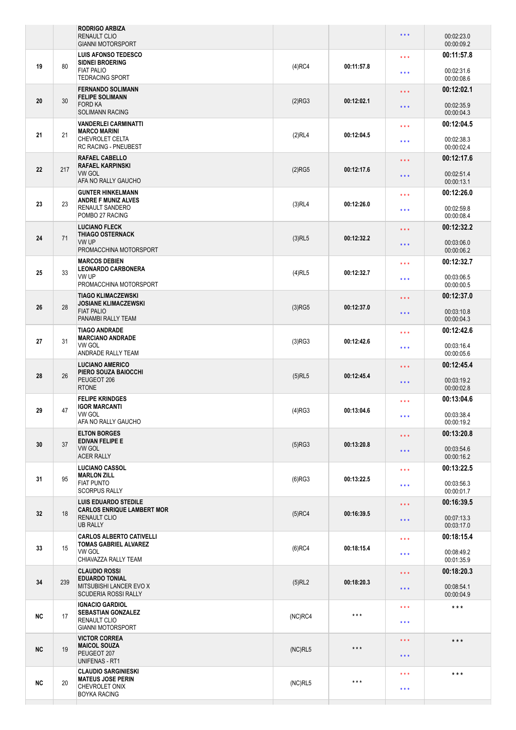| | | | | | | |
|---|---|---|---|---|---|---|
| | | **RODRIGO ARBIZA**<br>RENAULT CLIO<br>GIANNI MOTORSPORT | | | * * * | 00:02:23.0<br>00:00:09.2 |
| 19 | 80 | **LUIS AFONSO TEDESCO**<br>**SIDNEI BROERING**<br>FIAT PALIO<br>TEDRACING SPORT | (4)RC4 | 00:11:57.8 | * * *<br>* * * | **00:11:57.8**<br>00:02:31.6<br>00:00:08.6 |
| 20 | 30 | **FERNANDO SOLIMANN**<br>**FELIPE SOLIMANN**<br>FORD KA<br>SOLIMANN RACING | (2)RG3 | 00:12:02.1 | * * *<br>* * * | **00:12:02.1**<br>00:02:35.9<br>00:00:04.3 |
| 21 | 21 | **VANDERLEI CARMINATTI**<br>**MARCO MARINI**<br>CHEVROLET CELTA<br>RC RACING - PNEUBEST | (2)RL4 | 00:12:04.5 | * * *<br>* * * | **00:12:04.5**<br>00:02:38.3<br>00:00:02.4 |
| 22 | 217 | **RAFAEL CABELLO**<br>**RAFAEL KARPINSKI**<br>VW GOL<br>AFA NO RALLY GAUCHO | (2)RG5 | 00:12:17.6 | * * *<br>* * * | **00:12:17.6**<br>00:02:51.4<br>00:00:13.1 |
| 23 | 23 | **GUNTER HINKELMANN**<br>**ANDRE F MUNIZ ALVES**<br>RENAULT SANDERO<br>POMBO 27 RACING | (3)RL4 | 00:12:26.0 | * * *<br>* * * | **00:12:26.0**<br>00:02:59.8<br>00:00:08.4 |
| 24 | 71 | **LUCIANO FLECK**<br>**THIAGO OSTERNACK**<br>VW UP<br>PROMACCHINA MOTORSPORT | (3)RL5 | 00:12:32.2 | * * *<br>* * * | **00:12:32.2**<br>00:03:06.0<br>00:00:06.2 |
| 25 | 33 | **MARCOS DEBIEN**<br>**LEONARDO CARBONERA**<br>VW UP<br>PROMACCHINA MOTORSPORT | (4)RL5 | 00:12:32.7 | * * *<br>* * * | **00:12:32.7**<br>00:03:06.5<br>00:00:00.5 |
| 26 | 28 | **TIAGO KLIMACZEWSKI**<br>**JOSIANE KLIMACZEWSKI**<br>FIAT PALIO<br>PANAMBI RALLY TEAM | (3)RG5 | 00:12:37.0 | * * *<br>* * * | **00:12:37.0**<br>00:03:10.8<br>00:00:04.3 |
| 27 | 31 | **TIAGO ANDRADE**<br>**MARCIANO ANDRADE**<br>VW GOL<br>ANDRADE RALLY TEAM | (3)RG3 | 00:12:42.6 | * * *<br>* * * | **00:12:42.6**<br>00:03:16.4<br>00:00:05.6 |
| 28 | 26 | **LUCIANO AMERICO**<br>**PIERO SOUZA BAIOCCHI**<br>PEUGEOT 206<br>RTONE | (5)RL5 | 00:12:45.4 | * * *<br>* * * | **00:12:45.4**<br>00:03:19.2<br>00:00:02.8 |
| 29 | 47 | **FELIPE KRINDGES**<br>**IGOR MARCANTI**<br>VW GOL<br>AFA NO RALLY GAUCHO | (4)RG3 | 00:13:04.6 | * * *<br>* * * | **00:13:04.6**<br>00:03:38.4<br>00:00:19.2 |
| 30 | 37 | **ELTON BORGES**<br>**EDIVAN FELIPE E**<br>VW GOL<br>ACER RALLY | (5)RG3 | 00:13:20.8 | * * *<br>* * * | **00:13:20.8**<br>00:03:54.6<br>00:00:16.2 |
| 31 | 95 | **LUCIANO CASSOL**<br>**MARLON ZILL**<br>FIAT PUNTO<br>SCORPUS RALLY | (6)RG3 | 00:13:22.5 | * * *<br>* * * | **00:13:22.5**<br>00:03:56.3<br>00:00:01.7 |
| 32 | 18 | **LUIS EDUARDO STEDILE**<br>**CARLOS ENRIQUE LAMBERT MOR**<br>RENAULT CLIO<br>UB RALLY | (5)RC4 | 00:16:39.5 | * * *<br>* * * | **00:16:39.5**<br>00:07:13.3<br>00:03:17.0 |
| 33 | 15 | **CARLOS ALBERTO CATIVELLI**<br>**TOMAS GABRIEL ALVAREZ**<br>VW GOL<br>CHIAVAZZA RALLY TEAM | (6)RC4 | 00:18:15.4 | * * *<br>* * * | **00:18:15.4**<br>00:08:49.2<br>00:01:35.9 |
| 34 | 239 | **CLAUDIO ROSSI**<br>**EDUARDO TONIAL**<br>MITSUBISHI LANCER EVO X<br>SCUDERIA ROSSI RALLY | (5)RL2 | 00:18:20.3 | * * *<br>* * * | **00:18:20.3**<br>00:08:54.1<br>00:00:04.9 |
| NC | 17 | **IGNACIO GARDIOL**<br>**SEBASTIAN GONZALEZ**<br>RENAULT CLIO<br>GIANNI MOTORSPORT | (NC)RC4 | * * * | * * *<br>* * * | * * * |
| NC | 19 | **VICTOR CORREA**<br>**MAICOL SOUZA**<br>PEUGEOT 207<br>UNIFENAS - RT1 | (NC)RL5 | * * * | * * *<br>* * * | * * * |
| NC | 20 | **CLAUDIO SARGINIESKI**<br>**MATEUS JOSE PERIN**<br>CHEVROLET ONIX<br>BOYKA RACING | (NC)RL5 | * * * | * * *<br>* * * | * * * |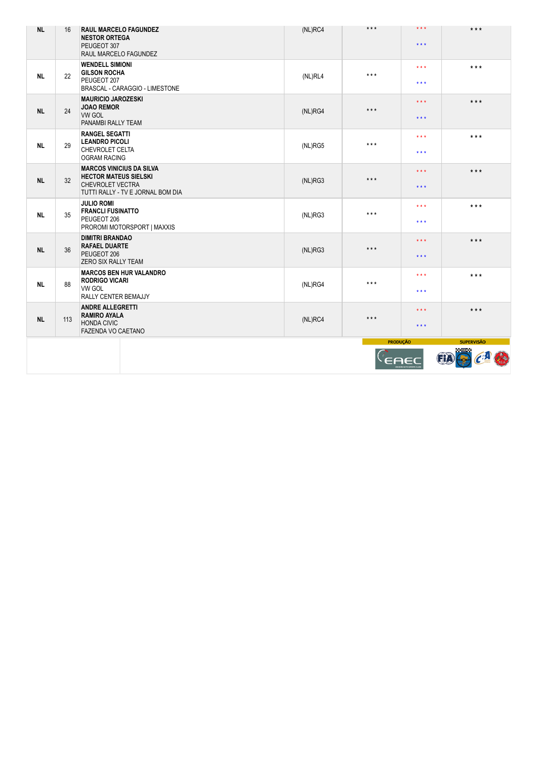| | | | | | | |
|---|---|---|---|---|---|---|
| **NL** | 16 | **RAUL MARCELO FAGUNDEZ**<br>**NESTOR ORTEGA**<br>PEUGEOT 307<br>RAUL MARCELO FAGUNDEZ | (NL)RC4 | * * * | * * *<br>* * * | * * * |
| **NL** | 22 | **WENDELL SIMIONI**<br>**GILSON ROCHA**<br>PEUGEOT 207<br>BRASCAL - CARAGGIO - LIMESTONE | (NL)RL4 | * * * | * * *<br>* * * | * * * |
| **NL** | 24 | **MAURICIO JAROZESKI**<br>**JOAO REMOR**<br>VW GOL<br>PANAMBI RALLY TEAM | (NL)RG4 | * * * | * * *<br>* * * | * * * |
| **NL** | 29 | **RANGEL SEGATTI**<br>**LEANDRO PICOLI**<br>CHEVROLET CELTA<br>OGRAM RACING | (NL)RG5 | * * * | * * *<br>* * * | * * * |
| **NL** | 32 | **MARCOS VINICIUS DA SILVA**<br>**HECTOR MATEUS SIELSKI**<br>CHEVROLET VECTRA<br>TUTTI RALLY - TV E JORNAL BOM DIA | (NL)RG3 | * * * | * * *<br>* * * | * * * |
| **NL** | 35 | **JULIO ROMI**<br>**FRANCLI FUSINATTO**<br>PEUGEOT 206<br>PROROMI MOTORSPORT \| MAXXIS | (NL)RG3 | * * * | * * *<br>* * * | * * * |
| **NL** | 36 | **DIMITRI BRANDAO**<br>**RAFAEL DUARTE**<br>PEUGEOT 206<br>ZERO SIX RALLY TEAM | (NL)RG3 | * * * | * * *<br>* * * | * * * |
| **NL** | 88 | **MARCOS BEN HUR VALANDRO**<br>**RODRIGO VICARI**<br>VW GOL<br>RALLY CENTER BEMAJJY | (NL)RG4 | * * * | * * *<br>* * * | * * * |
| **NL** | 113 | **ANDRE ALLEGRETTI**<br>**RAMIRO AYALA**<br>HONDA CIVIC<br>FAZENDA VO CAETANO | (NL)RC4 | * * * | * * *<br>* * * | * * * |

PRODUÇÃO

SUPERVISÃO